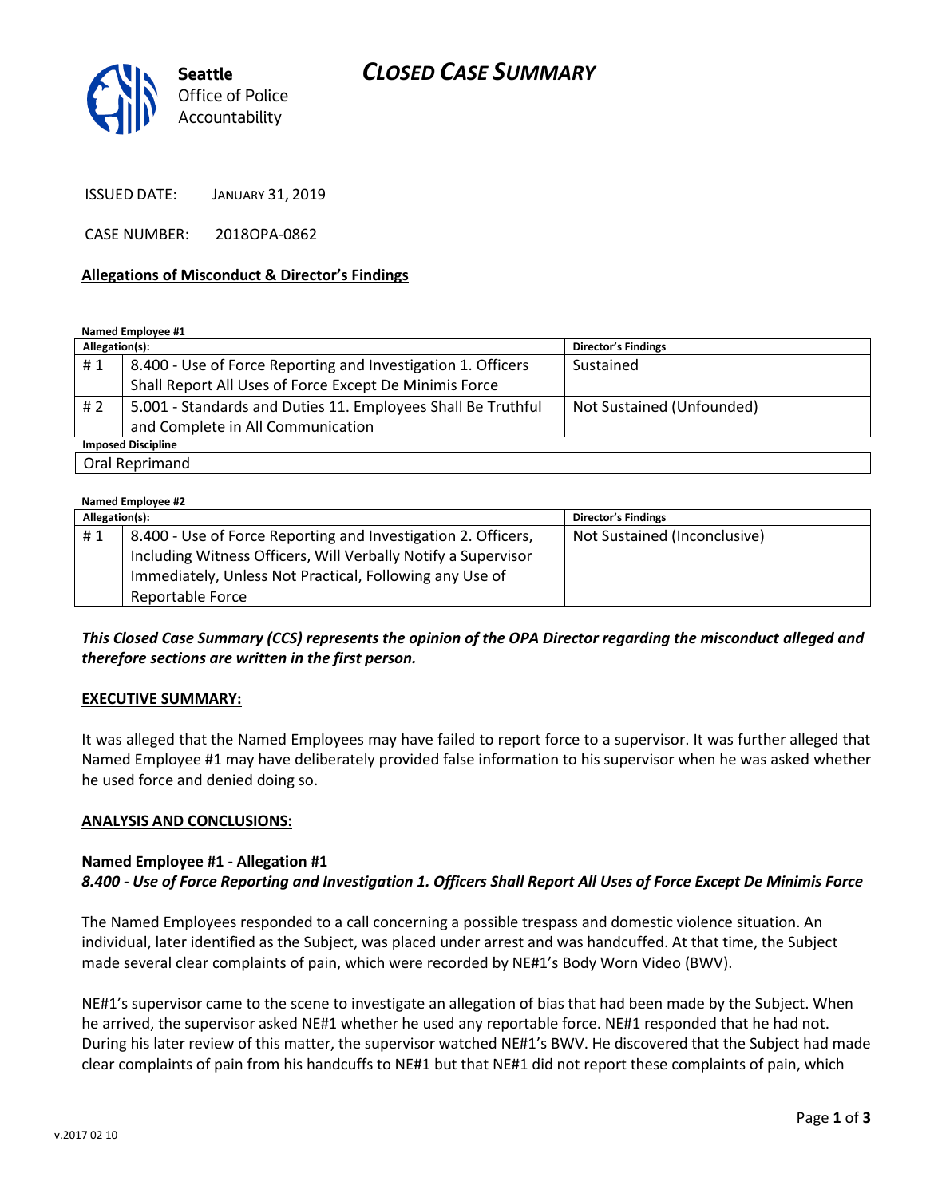Seattle Office of Police Accountability

# CLOSED CASE SUMMARY

ISSUED DATE: JANUARY 31, 2019

CASE NUMBER: 2018OPA-0862

**Allegations of Misconduct & Director's Findings**

**Named Employee #1**

| Allegation(s): | | Director's Findings |
|---|---|---|
| # 1 | 8.400 - Use of Force Reporting and Investigation 1. Officers Shall Report All Uses of Force Except De Minimis Force | Sustained |
| # 2 | 5.001 - Standards and Duties 11. Employees Shall Be Truthful and Complete in All Communication | Not Sustained (Unfounded) |
| **Imposed Discipline** | | |
| Oral Reprimand | | |

**Named Employee #2**

| Allegation(s): | | Director's Findings |
|---|---|---|
| # 1 | 8.400 - Use of Force Reporting and Investigation 2. Officers, Including Witness Officers, Will Verbally Notify a Supervisor Immediately, Unless Not Practical, Following any Use of Reportable Force | Not Sustained (Inconclusive) |

***This Closed Case Summary (CCS) represents the opinion of the OPA Director regarding the misconduct alleged and therefore sections are written in the first person.***

**EXECUTIVE SUMMARY:**

It was alleged that the Named Employees may have failed to report force to a supervisor. It was further alleged that Named Employee #1 may have deliberately provided false information to his supervisor when he was asked whether he used force and denied doing so.

**ANALYSIS AND CONCLUSIONS:**

**Named Employee #1 - Allegation #1**
***8.400 - Use of Force Reporting and Investigation 1. Officers Shall Report All Uses of Force Except De Minimis Force***

The Named Employees responded to a call concerning a possible trespass and domestic violence situation. An individual, later identified as the Subject, was placed under arrest and was handcuffed. At that time, the Subject made several clear complaints of pain, which were recorded by NE#1's Body Worn Video (BWV).

NE#1's supervisor came to the scene to investigate an allegation of bias that had been made by the Subject. When he arrived, the supervisor asked NE#1 whether he used any reportable force. NE#1 responded that he had not. During his later review of this matter, the supervisor watched NE#1's BWV. He discovered that the Subject had made clear complaints of pain from his handcuffs to NE#1 but that NE#1 did not report these complaints of pain, which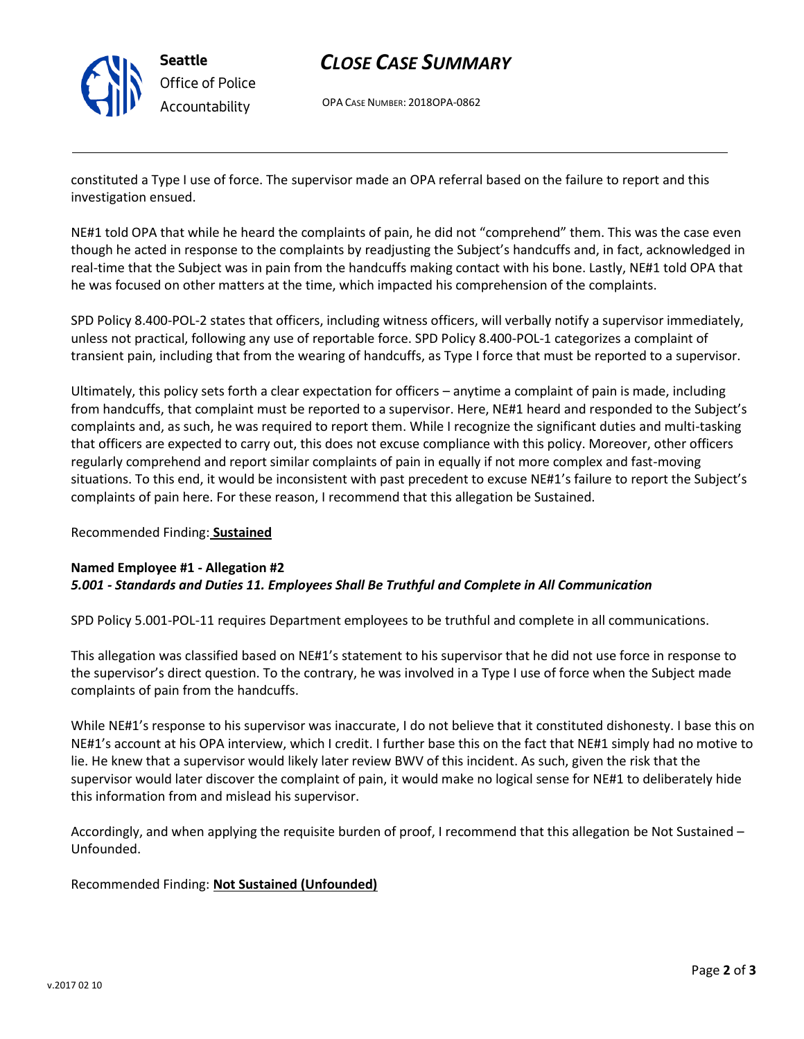constituted a Type I use of force. The supervisor made an OPA referral based on the failure to report and this investigation ensued.

NE#1 told OPA that while he heard the complaints of pain, he did not "comprehend" them. This was the case even though he acted in response to the complaints by readjusting the Subject's handcuffs and, in fact, acknowledged in real-time that the Subject was in pain from the handcuffs making contact with his bone. Lastly, NE#1 told OPA that he was focused on other matters at the time, which impacted his comprehension of the complaints.

SPD Policy 8.400-POL-2 states that officers, including witness officers, will verbally notify a supervisor immediately, unless not practical, following any use of reportable force. SPD Policy 8.400-POL-1 categorizes a complaint of transient pain, including that from the wearing of handcuffs, as Type I force that must be reported to a supervisor.

Ultimately, this policy sets forth a clear expectation for officers – anytime a complaint of pain is made, including from handcuffs, that complaint must be reported to a supervisor. Here, NE#1 heard and responded to the Subject's complaints and, as such, he was required to report them. While I recognize the significant duties and multi-tasking that officers are expected to carry out, this does not excuse compliance with this policy. Moreover, other officers regularly comprehend and report similar complaints of pain in equally if not more complex and fast-moving situations. To this end, it would be inconsistent with past precedent to excuse NE#1's failure to report the Subject's complaints of pain here. For these reason, I recommend that this allegation be Sustained.

Recommended Finding: **Sustained**

**Named Employee #1 - Allegation #2**
***5.001 - Standards and Duties 11. Employees Shall Be Truthful and Complete in All Communication***

SPD Policy 5.001-POL-11 requires Department employees to be truthful and complete in all communications.

This allegation was classified based on NE#1's statement to his supervisor that he did not use force in response to the supervisor's direct question. To the contrary, he was involved in a Type I use of force when the Subject made complaints of pain from the handcuffs.

While NE#1's response to his supervisor was inaccurate, I do not believe that it constituted dishonesty. I base this on NE#1's account at his OPA interview, which I credit. I further base this on the fact that NE#1 simply had no motive to lie. He knew that a supervisor would likely later review BWV of this incident. As such, given the risk that the supervisor would later discover the complaint of pain, it would make no logical sense for NE#1 to deliberately hide this information from and mislead his supervisor.

Accordingly, and when applying the requisite burden of proof, I recommend that this allegation be Not Sustained – Unfounded.

Recommended Finding: **Not Sustained (Unfounded)**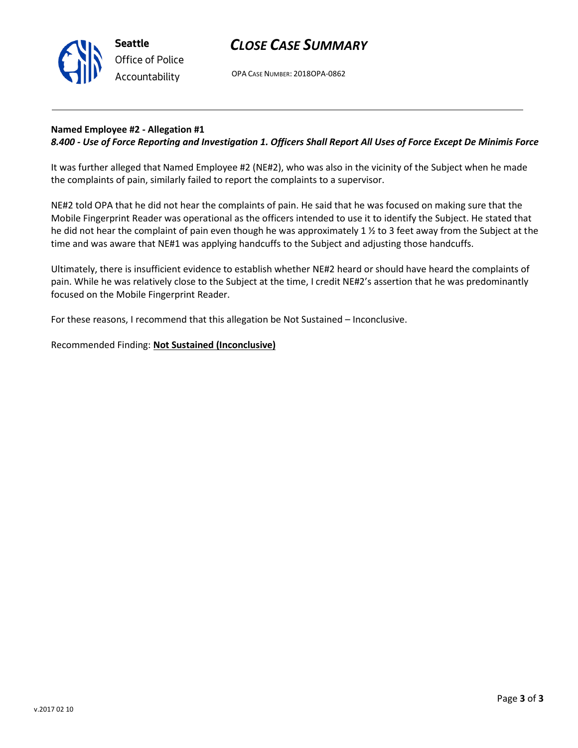**Named Employee #2 - Allegation #1**
***8.400 - Use of Force Reporting and Investigation 1. Officers Shall Report All Uses of Force Except De Minimis Force***

It was further alleged that Named Employee #2 (NE#2), who was also in the vicinity of the Subject when he made the complaints of pain, similarly failed to report the complaints to a supervisor.

NE#2 told OPA that he did not hear the complaints of pain. He said that he was focused on making sure that the Mobile Fingerprint Reader was operational as the officers intended to use it to identify the Subject. He stated that he did not hear the complaint of pain even though he was approximately 1 ½ to 3 feet away from the Subject at the time and was aware that NE#1 was applying handcuffs to the Subject and adjusting those handcuffs.

Ultimately, there is insufficient evidence to establish whether NE#2 heard or should have heard the complaints of pain. While he was relatively close to the Subject at the time, I credit NE#2's assertion that he was predominantly focused on the Mobile Fingerprint Reader.

For these reasons, I recommend that this allegation be Not Sustained – Inconclusive.

Recommended Finding: **Not Sustained (Inconclusive)**